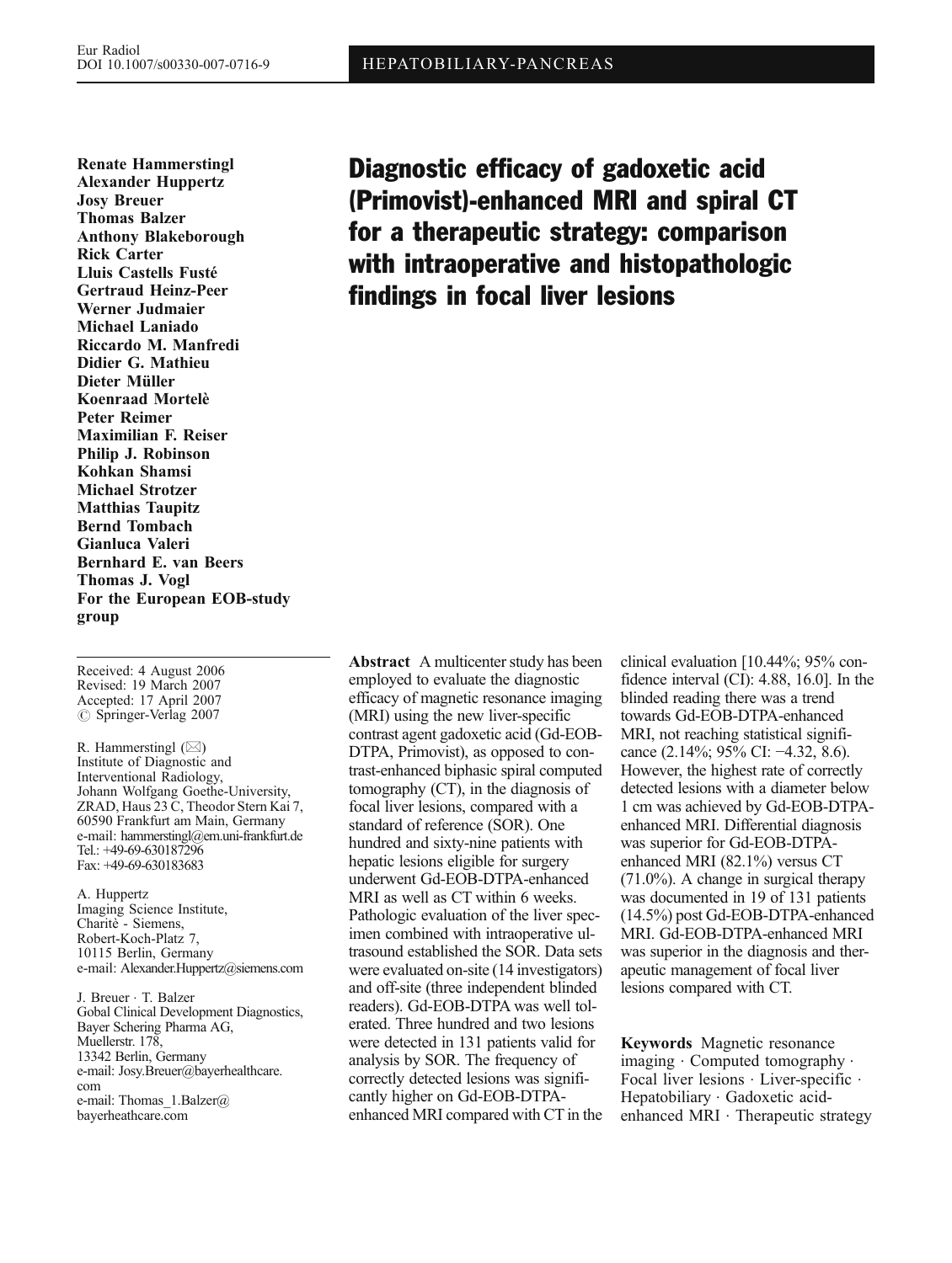HEPATOBILIARY-PANCREAS

Eur Radiol
DOI 10.1007/s00330-007-0716-9

# Diagnostic efficacy of gadoxetic acid (Primovist)-enhanced MRI and spiral CT for a therapeutic strategy: comparison with intraoperative and histopathologic findings in focal liver lesions

**Renate Hammerstingl**
**Alexander Huppertz**
**Josy Breuer**
**Thomas Balzer**
**Anthony Blakeborough**
**Rick Carter**
**Lluis Castells Fusté**
**Gertraud Heinz-Peer**
**Werner Judmaier**
**Michael Laniado**
**Riccardo M. Manfredi**
**Didier G. Mathieu**
**Dieter Müller**
**Koenraad Mortelè**
**Peter Reimer**
**Maximilian F. Reiser**
**Philip J. Robinson**
**Kohkan Shamsi**
**Michael Strotzer**
**Matthias Taupitz**
**Bernd Tombach**
**Gianluca Valeri**
**Bernhard E. van Beers**
**Thomas J. Vogl**
**For the European EOB-study group**

Received: 4 August 2006
Revised: 19 March 2007
Accepted: 17 April 2007
© Springer-Verlag 2007

R. Hammerstingl (✉)
Institute of Diagnostic and Interventional Radiology,
Johann Wolfgang Goethe-University,
ZRAD, Haus 23 C, Theodor Stern Kai 7,
60590 Frankfurt am Main, Germany
e-mail: hammerstingl@em.uni-frankfurt.de
Tel.: +49-69-630187296
Fax: +49-69-630183683

A. Huppertz
Imaging Science Institute,
Charitè - Siemens,
Robert-Koch-Platz 7,
10115 Berlin, Germany
e-mail: Alexander.Huppertz@siemens.com

J. Breuer · T. Balzer
Gobal Clinical Development Diagnostics,
Bayer Schering Pharma AG,
Muellerstr. 178,
13342 Berlin, Germany
e-mail: Josy.Breuer@bayerhealthcare.com
e-mail: Thomas_1.Balzer@bayerheathcare.com

**Abstract** A multicenter study has been employed to evaluate the diagnostic efficacy of magnetic resonance imaging (MRI) using the new liver-specific contrast agent gadoxetic acid (Gd-EOB-DTPA, Primovist), as opposed to contrast-enhanced biphasic spiral computed tomography (CT), in the diagnosis of focal liver lesions, compared with a standard of reference (SOR). One hundred and sixty-nine patients with hepatic lesions eligible for surgery underwent Gd-EOB-DTPA-enhanced MRI as well as CT within 6 weeks. Pathologic evaluation of the liver specimen combined with intraoperative ultrasound established the SOR. Data sets were evaluated on-site (14 investigators) and off-site (three independent blinded readers). Gd-EOB-DTPA was well tolerated. Three hundred and two lesions were detected in 131 patients valid for analysis by SOR. The frequency of correctly detected lesions was significantly higher on Gd-EOB-DTPA-enhanced MRI compared with CT in the clinical evaluation [10.44%; 95% confidence interval (CI): 4.88, 16.0]. In the blinded reading there was a trend towards Gd-EOB-DTPA-enhanced MRI, not reaching statistical significance (2.14%; 95% CI: −4.32, 8.6). However, the highest rate of correctly detected lesions with a diameter below 1 cm was achieved by Gd-EOB-DTPA-enhanced MRI. Differential diagnosis was superior for Gd-EOB-DTPA-enhanced MRI (82.1%) versus CT (71.0%). A change in surgical therapy was documented in 19 of 131 patients (14.5%) post Gd-EOB-DTPA-enhanced MRI. Gd-EOB-DTPA-enhanced MRI was superior in the diagnosis and therapeutic management of focal liver lesions compared with CT.

**Keywords** Magnetic resonance imaging · Computed tomography · Focal liver lesions · Liver-specific · Hepatobiliary · Gadoxetic acid-enhanced MRI · Therapeutic strategy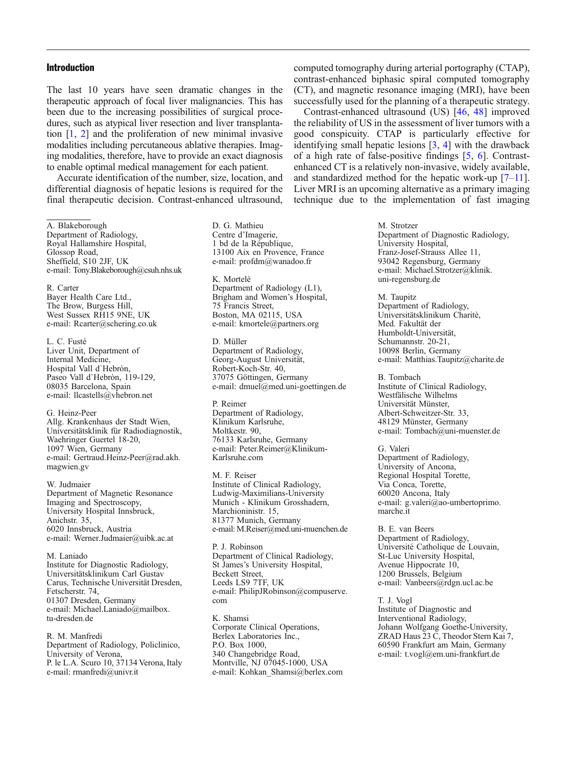## Introduction

The last 10 years have seen dramatic changes in the therapeutic approach of focal liver malignancies. This has been due to the increasing possibilities of surgical procedures, such as atypical liver resection and liver transplantation [1, 2] and the proliferation of new minimal invasive modalities including percutaneous ablative therapies. Imaging modalities, therefore, have to provide an exact diagnosis to enable optimal medical management for each patient.

Accurate identification of the number, size, location, and differential diagnosis of hepatic lesions is required for the final therapeutic decision. Contrast-enhanced ultrasound, computed tomography during arterial portography (CTAP), contrast-enhanced biphasic spiral computed tomography (CT), and magnetic resonance imaging (MRI), have been successfully used for the planning of a therapeutic strategy.

Contrast-enhanced ultrasound (US) [46, 48] improved the reliability of US in the assessment of liver tumors with a good conspicuity. CTAP is particularly effective for identifying small hepatic lesions [3, 4] with the drawback of a high rate of false-positive findings [5, 6]. Contrast-enhanced CT is a relatively non-invasive, widely available, and standardized method for the hepatic work-up [7–11]. Liver MRI is an upcoming alternative as a primary imaging technique due to the implementation of fast imaging

A. Blakeborough
Department of Radiology,
Royal Hallamshire Hospital,
Glossop Road,
Sheffield, S10 2JF, UK
e-mail: Tony.Blakeborough@csuh.nhs.uk

R. Carter
Bayer Health Care Ltd.,
The Brow, Burgess Hill,
West Sussex RH15 9NE, UK
e-mail: Rcarter@schering.co.uk

L. C. Fusté
Liver Unit, Department of
Internal Medicine,
Hospital Vall d`Hebròn,
Paseo Vall d`Hebròn, 119-129,
08035 Barcelona, Spain
e-mail: llcastells@vhebron.net

G. Heinz-Peer
Allg. Krankenhaus der Stadt Wien,
Universitätsklinik für Radiodiagnostik,
Waehringer Guertel 18-20,
1097 Wien, Germany
e-mail: Gertraud.Heinz-Peer@rad.akh.magwien.gv

W. Judmaier
Department of Magnetic Resonance
Imaging and Spectroscopy,
University Hospital Innsbruck,
Anichstr. 35,
6020 Innsbruck, Austria
e-mail: Werner.Judmaier@uibk.ac.at

M. Laniado
Institute for Diagnostic Radiology,
Universitätsklinikum Carl Gustav
Carus, Technische Universität Dresden,
Fetscherstr. 74,
01307 Dresden, Germany
e-mail: Michael.Laniado@mailbox.tu-dresden.de

R. M. Manfredi
Department of Radiology, Policlinico,
University of Verona,
P. le L.A. Scuro 10, 37134 Verona, Italy
e-mail: rmanfredi@univr.it

D. G. Mathieu
Centre d'Imagerie,
1 bd de la République,
13100 Aix en Provence, France
e-mail: profdm@wanadoo.fr

K. Mortelè
Department of Radiology (L1),
Brigham and Women's Hospital,
75 Francis Street,
Boston, MA 02115, USA
e-mail: kmortele@partners.org

D. Müller
Department of Radiology,
Georg-August Universität,
Robert-Koch-Str. 40,
37075 Göttingen, Germany
e-mail: dmuel@med.uni-goettingen.de

P. Reimer
Department of Radiology,
Klinikum Karlsruhe,
Moltkestr. 90,
76133 Karlsruhe, Germany
e-mail: Peter.Reimer@Klinikum-Karlsruhe.com

M. F. Reiser
Institute of Clinical Radiology,
Ludwig-Maximilians-University
Munich - Klinikum Grosshadern,
Marchioninistr. 15,
81377 Munich, Germany
e-mail: M.Reiser@med.uni-muenchen.de

P. J. Robinson
Department of Clinical Radiology,
St James's University Hospital,
Beckett Street,
Leeds LS9 7TF, UK
e-mail: PhilipJRobinson@compuserve.com

K. Shamsi
Corporate Clinical Operations,
Berlex Laboratories Inc.,
P.O. Box 1000,
340 Changebridge Road,
Montville, NJ 07045-1000, USA
e-mail: Kohkan_Shamsi@berlex.com

M. Strotzer
Department of Diagnostic Radiology,
University Hospital,
Franz-Josef-Strauss Allee 11,
93042 Regensburg, Germany
e-mail: Michael.Strotzer@klinik.uni-regensburg.de

M. Taupitz
Department of Radiology,
Universitätsklinikum Charitè,
Med. Fakultät der
Humboldt-Universität,
Schumannstr. 20-21,
10098 Berlin, Germany
e-mail: Matthias.Taupitz@charite.de

B. Tombach
Institute of Clinical Radiology,
Westfälische Wilhelms
Universität Münster,
Albert-Schweitzer-Str. 33,
48129 Münster, Germany
e-mail: Tombach@uni-muenster.de

G. Valeri
Department of Radiology,
University of Ancona,
Regional Hospital Torette,
Via Conca, Torette,
60020 Ancona, Italy
e-mail: g.valeri@ao-umbertoprimo.marche.it

B. E. van Beers
Department of Radiology,
Université Catholique de Louvain,
St-Luc University Hospital,
Avenue Hippocrate 10,
1200 Brussels, Belgium
e-mail: Vanbeers@rdgn.ucl.ac.be

T. J. Vogl
Institute of Diagnostic and
Interventional Radiology,
Johann Wolfgang Goethe-University,
ZRAD Haus 23 C, Theodor Stern Kai 7,
60590 Frankfurt am Main, Germany
e-mail: t.vogl@em.uni-frankfurt.de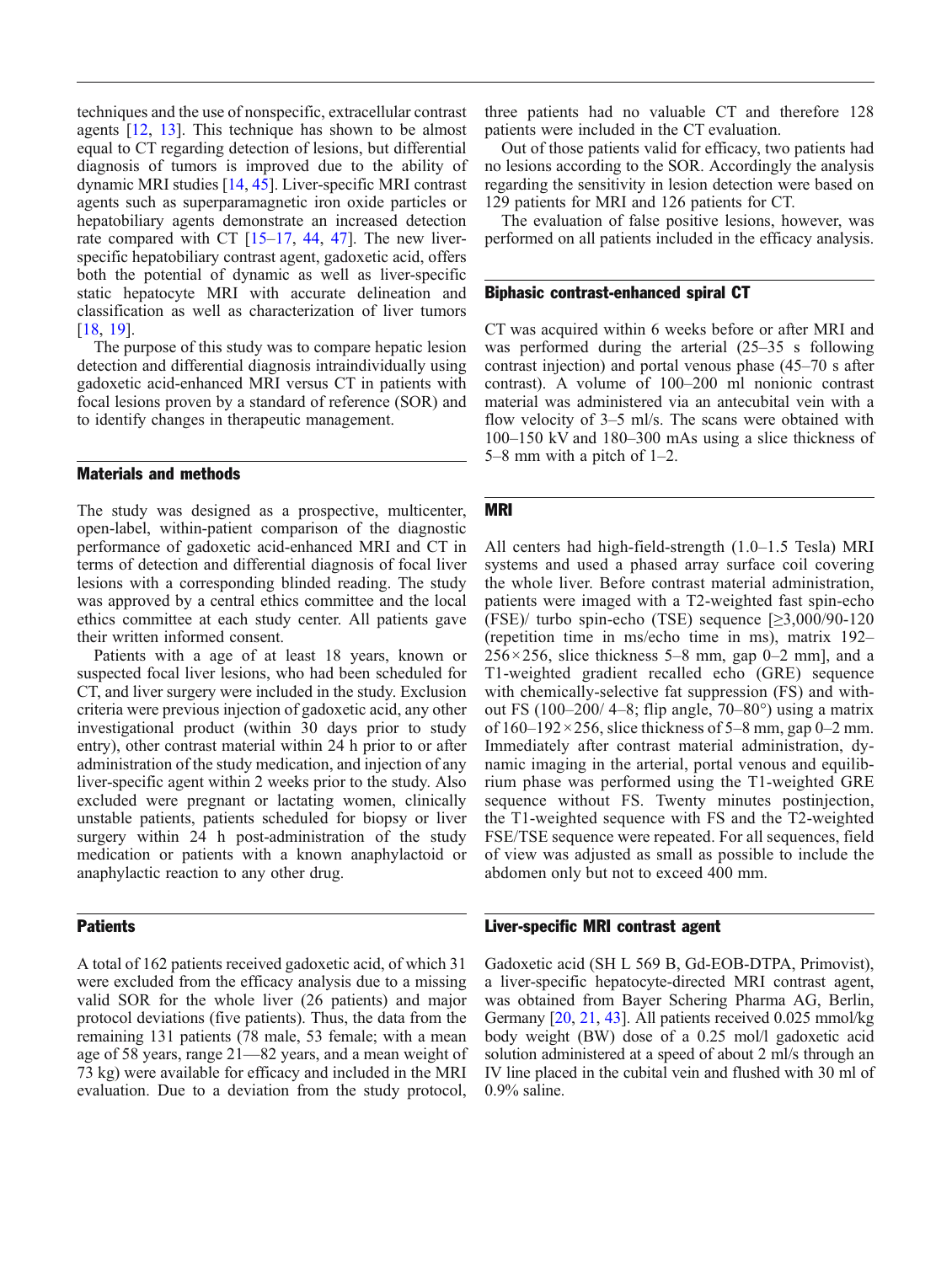techniques and the use of nonspecific, extracellular contrast agents [12, 13]. This technique has shown to be almost equal to CT regarding detection of lesions, but differential diagnosis of tumors is improved due to the ability of dynamic MRI studies [14, 45]. Liver-specific MRI contrast agents such as superparamagnetic iron oxide particles or hepatobiliary agents demonstrate an increased detection rate compared with CT [15–17, 44, 47]. The new liver-specific hepatobiliary contrast agent, gadoxetic acid, offers both the potential of dynamic as well as liver-specific static hepatocyte MRI with accurate delineation and classification as well as characterization of liver tumors [18, 19].

The purpose of this study was to compare hepatic lesion detection and differential diagnosis intraindividually using gadoxetic acid-enhanced MRI versus CT in patients with focal lesions proven by a standard of reference (SOR) and to identify changes in therapeutic management.

## Materials and methods

The study was designed as a prospective, multicenter, open-label, within-patient comparison of the diagnostic performance of gadoxetic acid-enhanced MRI and CT in terms of detection and differential diagnosis of focal liver lesions with a corresponding blinded reading. The study was approved by a central ethics committee and the local ethics committee at each study center. All patients gave their written informed consent.

Patients with a age of at least 18 years, known or suspected focal liver lesions, who had been scheduled for CT, and liver surgery were included in the study. Exclusion criteria were previous injection of gadoxetic acid, any other investigational product (within 30 days prior to study entry), other contrast material within 24 h prior to or after administration of the study medication, and injection of any liver-specific agent within 2 weeks prior to the study. Also excluded were pregnant or lactating women, clinically unstable patients, patients scheduled for biopsy or liver surgery within 24 h post-administration of the study medication or patients with a known anaphylactoid or anaphylactic reaction to any other drug.

## Patients

A total of 162 patients received gadoxetic acid, of which 31 were excluded from the efficacy analysis due to a missing valid SOR for the whole liver (26 patients) and major protocol deviations (five patients). Thus, the data from the remaining 131 patients (78 male, 53 female; with a mean age of 58 years, range 21—82 years, and a mean weight of 73 kg) were available for efficacy and included in the MRI evaluation. Due to a deviation from the study protocol, three patients had no valuable CT and therefore 128 patients were included in the CT evaluation.

Out of those patients valid for efficacy, two patients had no lesions according to the SOR. Accordingly the analysis regarding the sensitivity in lesion detection were based on 129 patients for MRI and 126 patients for CT.

The evaluation of false positive lesions, however, was performed on all patients included in the efficacy analysis.

## Biphasic contrast-enhanced spiral CT

CT was acquired within 6 weeks before or after MRI and was performed during the arterial (25–35 s following contrast injection) and portal venous phase (45–70 s after contrast). A volume of 100–200 ml nonionic contrast material was administered via an antecubital vein with a flow velocity of 3–5 ml/s. The scans were obtained with 100–150 kV and 180–300 mAs using a slice thickness of 5–8 mm with a pitch of 1–2.

## MRI

All centers had high-field-strength (1.0–1.5 Tesla) MRI systems and used a phased array surface coil covering the whole liver. Before contrast material administration, patients were imaged with a T2-weighted fast spin-echo (FSE)/ turbo spin-echo (TSE) sequence [≥3,000/90-120 (repetition time in ms/echo time in ms), matrix 192–256×256, slice thickness 5–8 mm, gap 0–2 mm], and a T1-weighted gradient recalled echo (GRE) sequence with chemically-selective fat suppression (FS) and without FS (100–200/ 4–8; flip angle, 70–80°) using a matrix of 160–192×256, slice thickness of 5–8 mm, gap 0–2 mm. Immediately after contrast material administration, dynamic imaging in the arterial, portal venous and equilibrium phase was performed using the T1-weighted GRE sequence without FS. Twenty minutes postinjection, the T1-weighted sequence with FS and the T2-weighted FSE/TSE sequence were repeated. For all sequences, field of view was adjusted as small as possible to include the abdomen only but not to exceed 400 mm.

## Liver-specific MRI contrast agent

Gadoxetic acid (SH L 569 B, Gd-EOB-DTPA, Primovist), a liver-specific hepatocyte-directed MRI contrast agent, was obtained from Bayer Schering Pharma AG, Berlin, Germany [20, 21, 43]. All patients received 0.025 mmol/kg body weight (BW) dose of a 0.25 mol/l gadoxetic acid solution administered at a speed of about 2 ml/s through an IV line placed in the cubital vein and flushed with 30 ml of 0.9% saline.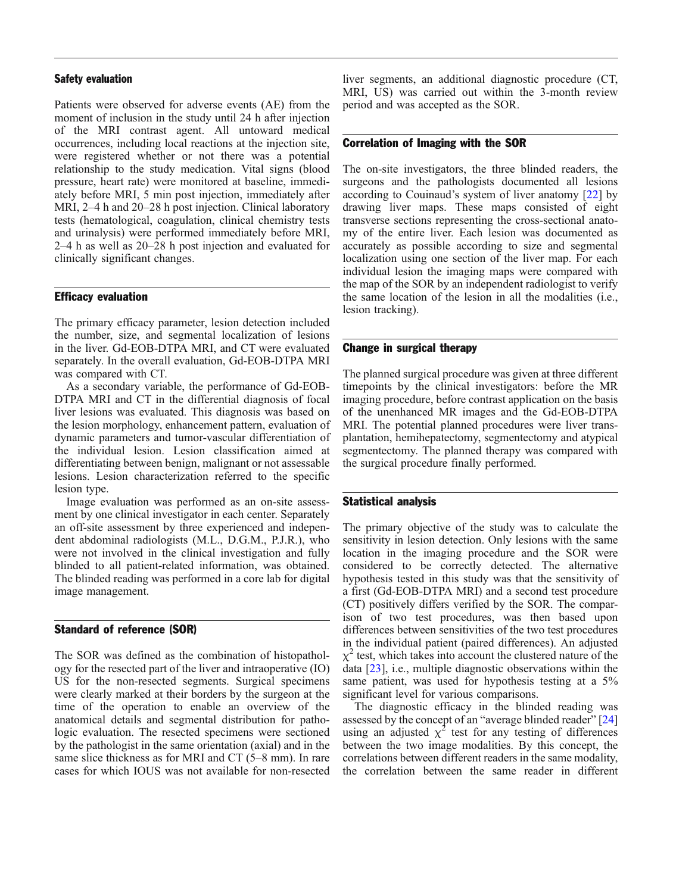### Safety evaluation

Patients were observed for adverse events (AE) from the moment of inclusion in the study until 24 h after injection of the MRI contrast agent. All untoward medical occurrences, including local reactions at the injection site, were registered whether or not there was a potential relationship to the study medication. Vital signs (blood pressure, heart rate) were monitored at baseline, immediately before MRI, 5 min post injection, immediately after MRI, 2–4 h and 20–28 h post injection. Clinical laboratory tests (hematological, coagulation, clinical chemistry tests and urinalysis) were performed immediately before MRI, 2–4 h as well as 20–28 h post injection and evaluated for clinically significant changes.

### Efficacy evaluation

The primary efficacy parameter, lesion detection included the number, size, and segmental localization of lesions in the liver. Gd-EOB-DTPA MRI, and CT were evaluated separately. In the overall evaluation, Gd-EOB-DTPA MRI was compared with CT.

As a secondary variable, the performance of Gd-EOB-DTPA MRI and CT in the differential diagnosis of focal liver lesions was evaluated. This diagnosis was based on the lesion morphology, enhancement pattern, evaluation of dynamic parameters and tumor-vascular differentiation of the individual lesion. Lesion classification aimed at differentiating between benign, malignant or not assessable lesions. Lesion characterization referred to the specific lesion type.

Image evaluation was performed as an on-site assessment by one clinical investigator in each center. Separately an off-site assessment by three experienced and independent abdominal radiologists (M.L., D.G.M., P.J.R.), who were not involved in the clinical investigation and fully blinded to all patient-related information, was obtained. The blinded reading was performed in a core lab for digital image management.

### Standard of reference (SOR)

The SOR was defined as the combination of histopathology for the resected part of the liver and intraoperative (IO) US for the non-resected segments. Surgical specimens were clearly marked at their borders by the surgeon at the time of the operation to enable an overview of the anatomical details and segmental distribution for pathologic evaluation. The resected specimens were sectioned by the pathologist in the same orientation (axial) and in the same slice thickness as for MRI and CT (5–8 mm). In rare cases for which IOUS was not available for non-resected liver segments, an additional diagnostic procedure (CT, MRI, US) was carried out within the 3-month review period and was accepted as the SOR.

### Correlation of Imaging with the SOR

The on-site investigators, the three blinded readers, the surgeons and the pathologists documented all lesions according to Couinaud's system of liver anatomy [22] by drawing liver maps. These maps consisted of eight transverse sections representing the cross-sectional anatomy of the entire liver. Each lesion was documented as accurately as possible according to size and segmental localization using one section of the liver map. For each individual lesion the imaging maps were compared with the map of the SOR by an independent radiologist to verify the same location of the lesion in all the modalities (i.e., lesion tracking).

### Change in surgical therapy

The planned surgical procedure was given at three different timepoints by the clinical investigators: before the MR imaging procedure, before contrast application on the basis of the unenhanced MR images and the Gd-EOB-DTPA MRI. The potential planned procedures were liver transplantation, hemihepatectomy, segmentectomy and atypical segmentectomy. The planned therapy was compared with the surgical procedure finally performed.

### Statistical analysis

The primary objective of the study was to calculate the sensitivity in lesion detection. Only lesions with the same location in the imaging procedure and the SOR were considered to be correctly detected. The alternative hypothesis tested in this study was that the sensitivity of a first (Gd-EOB-DTPA MRI) and a second test procedure (CT) positively differs verified by the SOR. The comparison of two test procedures, was then based upon differences between sensitivities of the two test procedures in the individual patient (paired differences). An adjusted $\chi^2$ test, which takes into account the clustered nature of the data [23], i.e., multiple diagnostic observations within the same patient, was used for hypothesis testing at a 5% significant level for various comparisons.

The diagnostic efficacy in the blinded reading was assessed by the concept of an "average blinded reader" [24] using an adjusted $\chi^2$ test for any testing of differences between the two image modalities. By this concept, the correlations between different readers in the same modality, the correlation between the same reader in different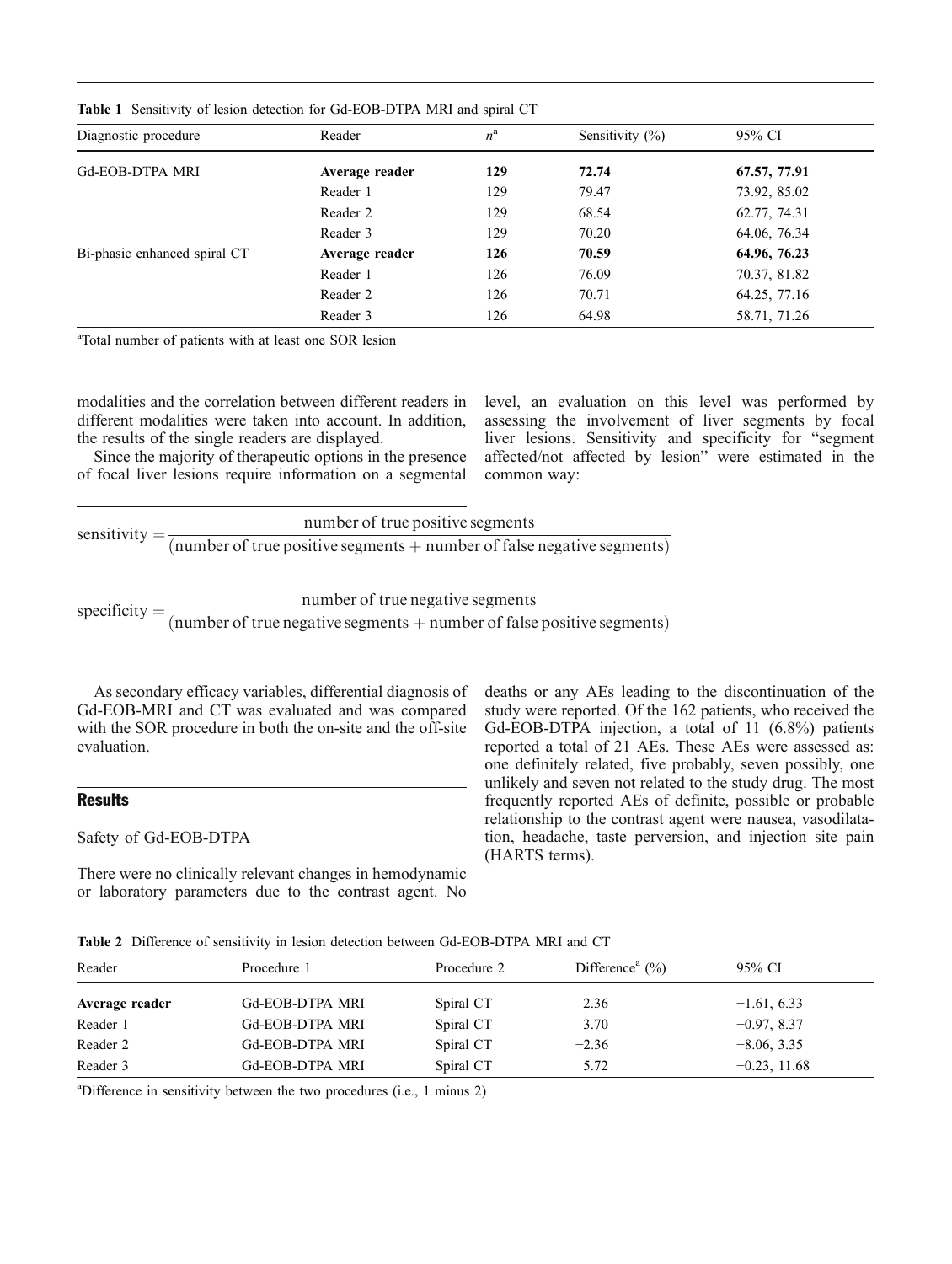**Table 1** Sensitivity of lesion detection for Gd-EOB-DTPA MRI and spiral CT

| Diagnostic procedure | Reader | $n$[a] | Sensitivity (%) | 95% CI |
|---|---|---|---|---|
| Gd-EOB-DTPA MRI | **Average reader** | **129** | **72.74** | **67.57, 77.91** |
| | Reader 1 | 129 | 79.47 | 73.92, 85.02 |
| | Reader 2 | 129 | 68.54 | 62.77, 74.31 |
| | Reader 3 | 129 | 70.20 | 64.06, 76.34 |
| Bi-phasic enhanced spiral CT | **Average reader** | **126** | **70.59** | **64.96, 76.23** |
| | Reader 1 | 126 | 76.09 | 70.37, 81.82 |
| | Reader 2 | 126 | 70.71 | 64.25, 77.16 |
| | Reader 3 | 126 | 64.98 | 58.71, 71.26 |

[a]Total number of patients with at least one SOR lesion

modalities and the correlation between different readers in different modalities were taken into account. In addition, the results of the single readers are displayed.

Since the majority of therapeutic options in the presence of focal liver lesions require information on a segmental level, an evaluation on this level was performed by assessing the involvement of liver segments by focal liver lesions. Sensitivity and specificity for "segment affected/not affected by lesion" were estimated in the common way:

$$\text{sensitivity} = \frac{\text{number of true positive segments}}{(\text{number of true positive segments} + \text{number of false negative segments})}$$

$$\text{specificity} = \frac{\text{number of true negative segments}}{(\text{number of true negative segments} + \text{number of false positive segments})}$$

As secondary efficacy variables, differential diagnosis of Gd-EOB-MRI and CT was evaluated and was compared with the SOR procedure in both the on-site and the off-site evaluation.

## Results

### Safety of Gd-EOB-DTPA

There were no clinically relevant changes in hemodynamic or laboratory parameters due to the contrast agent. No deaths or any AEs leading to the discontinuation of the study were reported. Of the 162 patients, who received the Gd-EOB-DTPA injection, a total of 11 (6.8%) patients reported a total of 21 AEs. These AEs were assessed as: one definitely related, five probably, seven possibly, one unlikely and seven not related to the study drug. The most frequently reported AEs of definite, possible or probable relationship to the contrast agent were nausea, vasodilatation, headache, taste perversion, and injection site pain (HARTS terms).

**Table 2** Difference of sensitivity in lesion detection between Gd-EOB-DTPA MRI and CT

| Reader | Procedure 1 | Procedure 2 | Difference[a] (%) | 95% CI |
|---|---|---|---|---|
| **Average reader** | Gd-EOB-DTPA MRI | Spiral CT | 2.36 | −1.61, 6.33 |
| Reader 1 | Gd-EOB-DTPA MRI | Spiral CT | 3.70 | −0.97, 8.37 |
| Reader 2 | Gd-EOB-DTPA MRI | Spiral CT | −2.36 | −8.06, 3.35 |
| Reader 3 | Gd-EOB-DTPA MRI | Spiral CT | 5.72 | −0.23, 11.68 |

[a]Difference in sensitivity between the two procedures (i.e., 1 minus 2)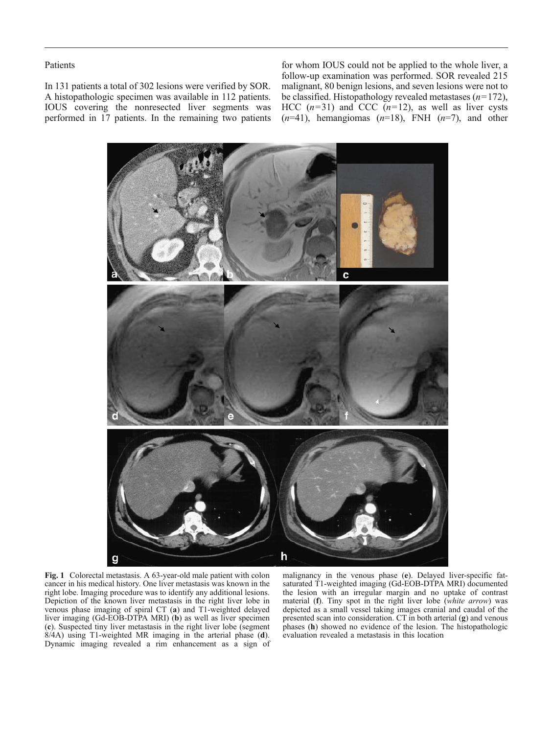Patients

In 131 patients a total of 302 lesions were verified by SOR. A histopathologic specimen was available in 112 patients. IOUS covering the nonresected liver segments was performed in 17 patients. In the remaining two patients for whom IOUS could not be applied to the whole liver, a follow-up examination was performed. SOR revealed 215 malignant, 80 benign lesions, and seven lesions were not to be classified. Histopathology revealed metastases ($n=172$), HCC ($n=31$) and CCC ($n=12$), as well as liver cysts ($n=41$), hemangiomas ($n=18$), FNH ($n=7$), and other

**Fig. 1** Colorectal metastasis. A 63-year-old male patient with colon cancer in his medical history. One liver metastasis was known in the right lobe. Imaging procedure was to identify any additional lesions. Depiction of the known liver metastasis in the right liver lobe in venous phase imaging of spiral CT (**a**) and T1-weighted delayed liver imaging (Gd-EOB-DTPA MRI) (**b**) as well as liver specimen (**c**). Suspected tiny liver metastasis in the right liver lobe (segment 8/4A) using T1-weighted MR imaging in the arterial phase (**d**). Dynamic imaging revealed a rim enhancement as a sign of malignancy in the venous phase (**e**). Delayed liver-specific fat-saturated T1-weighted imaging (Gd-EOB-DTPA MRI) documented the lesion with an irregular margin and no uptake of contrast material (**f**). Tiny spot in the right liver lobe (*white arrow*) was depicted as a small vessel taking images cranial and caudal of the presented scan into consideration. CT in both arterial (**g**) and venous phases (**h**) showed no evidence of the lesion. The histopathologic evaluation revealed a metastasis in this location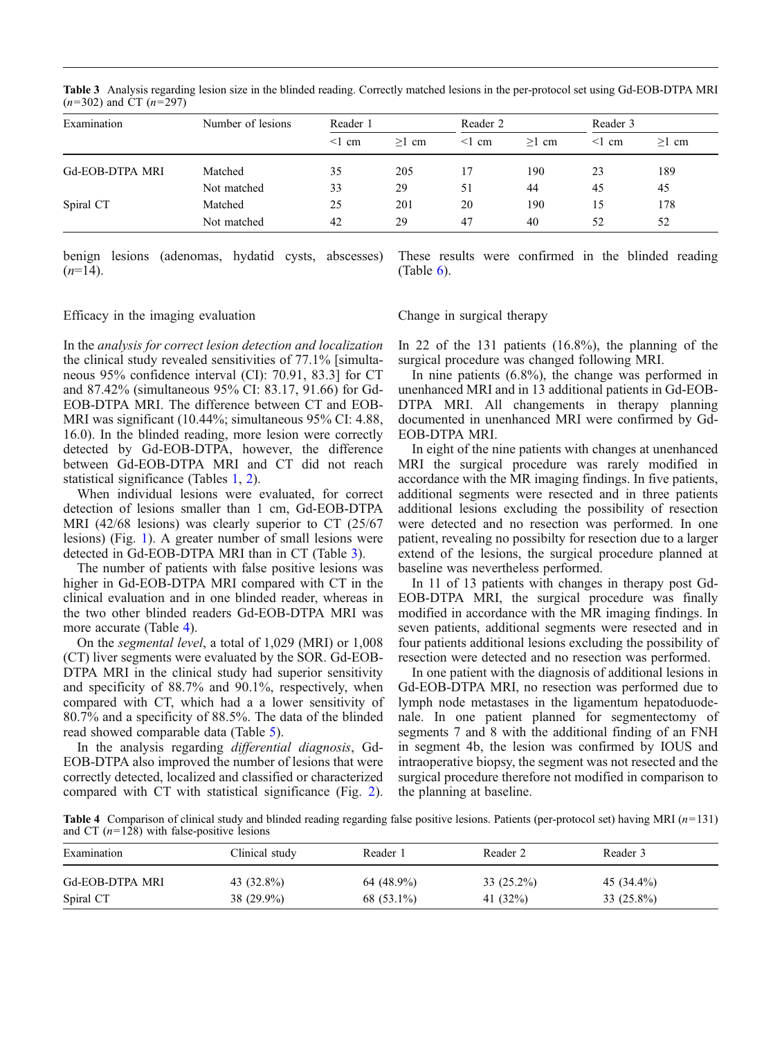**Table 3** Analysis regarding lesion size in the blinded reading. Correctly matched lesions in the per-protocol set using Gd-EOB-DTPA MRI ($n$=302) and CT ($n$=297)

| Examination | Number of lesions | Reader 1 | | Reader 2 | | Reader 3 | |
|---|---|---|---|---|---|---|---|
| | | <1 cm | ≥1 cm | <1 cm | ≥1 cm | <1 cm | ≥1 cm |
| Gd-EOB-DTPA MRI | Matched | 35 | 205 | 17 | 190 | 23 | 189 |
| | Not matched | 33 | 29 | 51 | 44 | 45 | 45 |
| Spiral CT | Matched | 25 | 201 | 20 | 190 | 15 | 178 |
| | Not matched | 42 | 29 | 47 | 40 | 52 | 52 |

benign lesions (adenomas, hydatid cysts, abscesses) ($n$=14).

### Efficacy in the imaging evaluation

In the *analysis for correct lesion detection and localization* the clinical study revealed sensitivities of 77.1% [simultaneous 95% confidence interval (CI): 70.91, 83.3] for CT and 87.42% (simultaneous 95% CI: 83.17, 91.66) for Gd-EOB-DTPA MRI. The difference between CT and EOB-MRI was significant (10.44%; simultaneous 95% CI: 4.88, 16.0). In the blinded reading, more lesion were correctly detected by Gd-EOB-DTPA, however, the difference between Gd-EOB-DTPA MRI and CT did not reach statistical significance (Tables 1, 2).

When individual lesions were evaluated, for correct detection of lesions smaller than 1 cm, Gd-EOB-DTPA MRI (42/68 lesions) was clearly superior to CT (25/67 lesions) (Fig. 1). A greater number of small lesions were detected in Gd-EOB-DTPA MRI than in CT (Table 3).

The number of patients with false positive lesions was higher in Gd-EOB-DTPA MRI compared with CT in the clinical evaluation and in one blinded reader, whereas in the two other blinded readers Gd-EOB-DTPA MRI was more accurate (Table 4).

On the *segmental level*, a total of 1,029 (MRI) or 1,008 (CT) liver segments were evaluated by the SOR. Gd-EOB-DTPA MRI in the clinical study had superior sensitivity and specificity of 88.7% and 90.1%, respectively, when compared with CT, which had a a lower sensitivity of 80.7% and a specificity of 88.5%. The data of the blinded read showed comparable data (Table 5).

In the analysis regarding *differential diagnosis*, Gd-EOB-DTPA also improved the number of lesions that were correctly detected, localized and classified or characterized compared with CT with statistical significance (Fig. 2). These results were confirmed in the blinded reading (Table 6).

### Change in surgical therapy

In 22 of the 131 patients (16.8%), the planning of the surgical procedure was changed following MRI.

In nine patients (6.8%), the change was performed in unenhanced MRI and in 13 additional patients in Gd-EOB-DTPA MRI. All changements in therapy planning documented in unenhanced MRI were confirmed by Gd-EOB-DTPA MRI.

In eight of the nine patients with changes at unenhanced MRI the surgical procedure was rarely modified in accordance with the MR imaging findings. In five patients, additional segments were resected and in three patients additional lesions excluding the possibility of resection were detected and no resection was performed. In one patient, revealing no possibilty for resection due to a larger extend of the lesions, the surgical procedure planned at baseline was nevertheless performed.

In 11 of 13 patients with changes in therapy post Gd-EOB-DTPA MRI, the surgical procedure was finally modified in accordance with the MR imaging findings. In seven patients, additional segments were resected and in four patients additional lesions excluding the possibility of resection were detected and no resection was performed.

In one patient with the diagnosis of additional lesions in Gd-EOB-DTPA MRI, no resection was performed due to lymph node metastases in the ligamentum hepatoduodenale. In one patient planned for segmentectomy of segments 7 and 8 with the additional finding of an FNH in segment 4b, the lesion was confirmed by IOUS and intraoperative biopsy, the segment was not resected and the surgical procedure therefore not modified in comparison to the planning at baseline.

**Table 4** Comparison of clinical study and blinded reading regarding false positive lesions. Patients (per-protocol set) having MRI ($n$=131) and CT ($n$=128) with false-positive lesions

| Examination | Clinical study | Reader 1 | Reader 2 | Reader 3 |
|---|---|---|---|---|
| Gd-EOB-DTPA MRI | 43 (32.8%) | 64 (48.9%) | 33 (25.2%) | 45 (34.4%) |
| Spiral CT | 38 (29.9%) | 68 (53.1%) | 41 (32%) | 33 (25.8%) |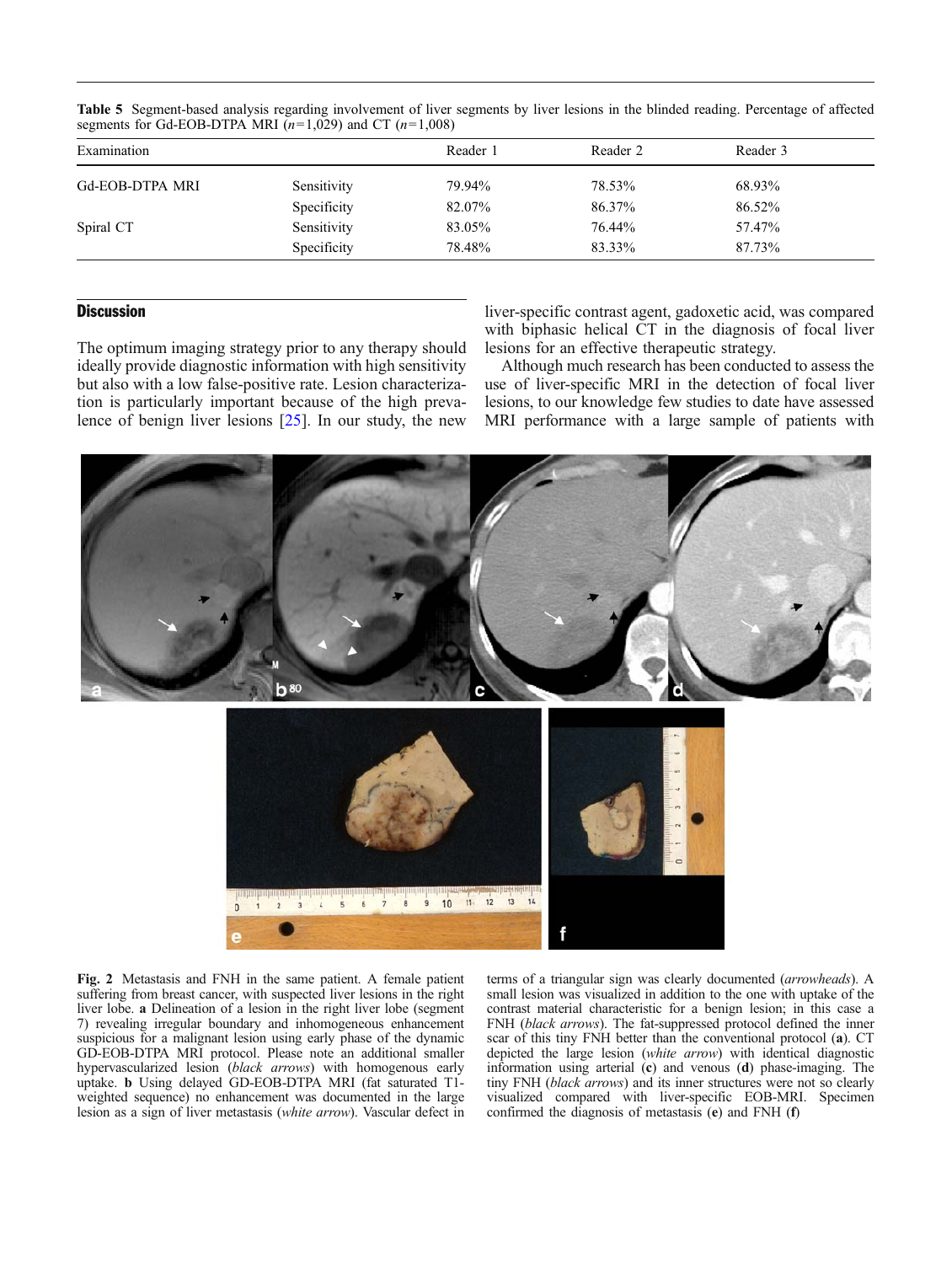**Table 5** Segment-based analysis regarding involvement of liver segments by liver lesions in the blinded reading. Percentage of affected segments for Gd-EOB-DTPA MRI ($n$=1,029) and CT ($n$=1,008)

| Examination | | Reader 1 | Reader 2 | Reader 3 |
|---|---|---|---|---|
| Gd-EOB-DTPA MRI | Sensitivity | 79.94% | 78.53% | 68.93% |
| | Specificity | 82.07% | 86.37% | 86.52% |
| Spiral CT | Sensitivity | 83.05% | 76.44% | 57.47% |
| | Specificity | 78.48% | 83.33% | 87.73% |

## Discussion

The optimum imaging strategy prior to any therapy should ideally provide diagnostic information with high sensitivity but also with a low false-positive rate. Lesion characterization is particularly important because of the high prevalence of benign liver lesions [25]. In our study, the new liver-specific contrast agent, gadoxetic acid, was compared with biphasic helical CT in the diagnosis of focal liver lesions for an effective therapeutic strategy.

Although much research has been conducted to assess the use of liver-specific MRI in the detection of focal liver lesions, to our knowledge few studies to date have assessed MRI performance with a large sample of patients with

**Fig. 2** Metastasis and FNH in the same patient. A female patient suffering from breast cancer, with suspected liver lesions in the right liver lobe. **a** Delineation of a lesion in the right liver lobe (segment 7) revealing irregular boundary and inhomogeneous enhancement suspicious for a malignant lesion using early phase of the dynamic GD-EOB-DTPA MRI protocol. Please note an additional smaller hypervascularized lesion (*black arrows*) with homogenous early uptake. **b** Using delayed GD-EOB-DTPA MRI (fat saturated T1-weighted sequence) no enhancement was documented in the large lesion as a sign of liver metastasis (*white arrow*). Vascular defect in terms of a triangular sign was clearly documented (*arrowheads*). A small lesion was visualized in addition to the one with uptake of the contrast material characteristic for a benign lesion; in this case a FNH (*black arrows*). The fat-suppressed protocol defined the inner scar of this tiny FNH better than the conventional protocol (**a**). CT depicted the large lesion (*white arrow*) with identical diagnostic information using arterial (**c**) and venous (**d**) phase-imaging. The tiny FNH (*black arrows*) and its inner structures were not so clearly visualized compared with liver-specific EOB-MRI. Specimen confirmed the diagnosis of metastasis (**e**) and FNH (**f**)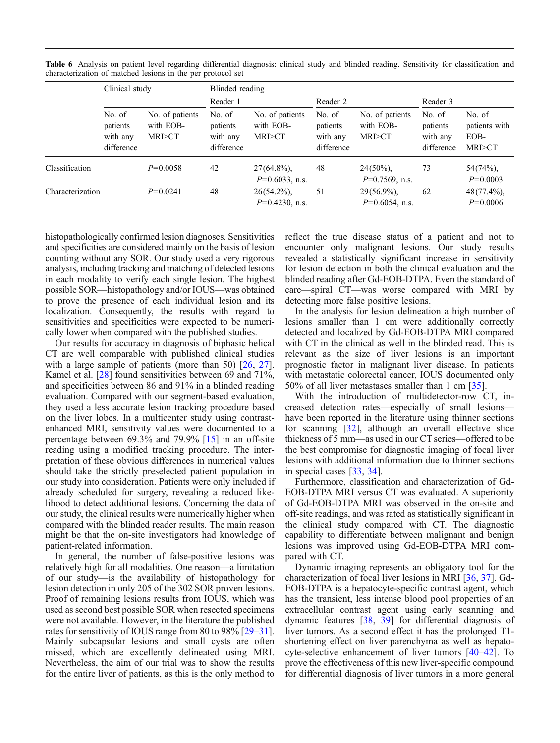**Table 6** Analysis on patient level regarding differential diagnosis: clinical study and blinded reading. Sensitivity for classification and characterization of matched lesions in the per protocol set

| | Clinical study | | Blinded reading | | | | | |
|---|---|---|---|---|---|---|---|---|
| | | | Reader 1 | | Reader 2 | | Reader 3 | |
| | No. of patients with any difference | No. of patients with EOB-MRI>CT | No. of patients with any difference | No. of patients with EOB-MRI>CT | No. of patients with any difference | No. of patients with EOB-MRI>CT | No. of patients with any difference | No. of patients with EOB-MRI>CT |
| Classification | | $P$=0.0058 | 42 | 27(64.8%), $P$=0.6033, n.s. | 48 | 24(50%), $P$=0.7569, n.s. | 73 | 54(74%), $P$=0.0003 |
| Characterization | | $P$=0.0241 | 48 | 26(54.2%), $P$=0.4230, n.s. | 51 | 29(56.9%), $P$=0.6054, n.s. | 62 | 48(77.4%), $P$=0.0006 |

histopathologically confirmed lesion diagnoses. Sensitivities and specificities are considered mainly on the basis of lesion counting without any SOR. Our study used a very rigorous analysis, including tracking and matching of detected lesions in each modality to verify each single lesion. The highest possible SOR—histopathology and/or IOUS—was obtained to prove the presence of each individual lesion and its localization. Consequently, the results with regard to sensitivities and specificities were expected to be numerically lower when compared with the published studies.

Our results for accuracy in diagnosis of biphasic helical CT are well comparable with published clinical studies with a large sample of patients (more than 50) [26, 27]. Kamel et al. [28] found sensitivities between 69 and 71%, and specificities between 86 and 91% in a blinded reading evaluation. Compared with our segment-based evaluation, they used a less accurate lesion tracking procedure based on the liver lobes. In a multicenter study using contrast-enhanced MRI, sensitivity values were documented to a percentage between 69.3% and 79.9% [15] in an off-site reading using a modified tracking procedure. The interpretation of these obvious differences in numerical values should take the strictly preselected patient population in our study into consideration. Patients were only included if already scheduled for surgery, revealing a reduced likelihood to detect additional lesions. Concerning the data of our study, the clinical results were numerically higher when compared with the blinded reader results. The main reason might be that the on-site investigators had knowledge of patient-related information.

In general, the number of false-positive lesions was relatively high for all modalities. One reason—a limitation of our study—is the availability of histopathology for lesion detection in only 205 of the 302 SOR proven lesions. Proof of remaining lesions results from IOUS, which was used as second best possible SOR when resected specimens were not available. However, in the literature the published rates for sensitivity of IOUS range from 80 to 98% [29–31]. Mainly subcapsular lesions and small cysts are often missed, which are excellently delineated using MRI. Nevertheless, the aim of our trial was to show the results for the entire liver of patients, as this is the only method to reflect the true disease status of a patient and not to encounter only malignant lesions. Our study results revealed a statistically significant increase in sensitivity for lesion detection in both the clinical evaluation and the blinded reading after Gd-EOB-DTPA. Even the standard of care—spiral CT—was worse compared with MRI by detecting more false positive lesions.

In the analysis for lesion delineation a high number of lesions smaller than 1 cm were additionally correctly detected and localized by Gd-EOB-DTPA MRI compared with CT in the clinical as well in the blinded read. This is relevant as the size of liver lesions is an important prognostic factor in malignant liver disease. In patients with metastatic colorectal cancer, IOUS documented only 50% of all liver metastases smaller than 1 cm [35].

With the introduction of multidetector-row CT, increased detection rates—especially of small lesions—have been reported in the literature using thinner sections for scanning [32], although an overall effective slice thickness of 5 mm—as used in our CT series—offered to be the best compromise for diagnostic imaging of focal liver lesions with additional information due to thinner sections in special cases [33, 34].

Furthermore, classification and characterization of Gd-EOB-DTPA MRI versus CT was evaluated. A superiority of Gd-EOB-DTPA MRI was observed in the on-site and off-site readings, and was rated as statistically significant in the clinical study compared with CT. The diagnostic capability to differentiate between malignant and benign lesions was improved using Gd-EOB-DTPA MRI compared with CT.

Dynamic imaging represents an obligatory tool for the characterization of focal liver lesions in MRI [36, 37]. Gd-EOB-DTPA is a hepatocyte-specific contrast agent, which has the transient, less intense blood pool properties of an extracellular contrast agent using early scanning and dynamic features [38, 39] for differential diagnosis of liver tumors. As a second effect it has the prolonged T1-shortening effect on liver parenchyma as well as hepatocyte-selective enhancement of liver tumors [40–42]. To prove the effectiveness of this new liver-specific compound for differential diagnosis of liver tumors in a more general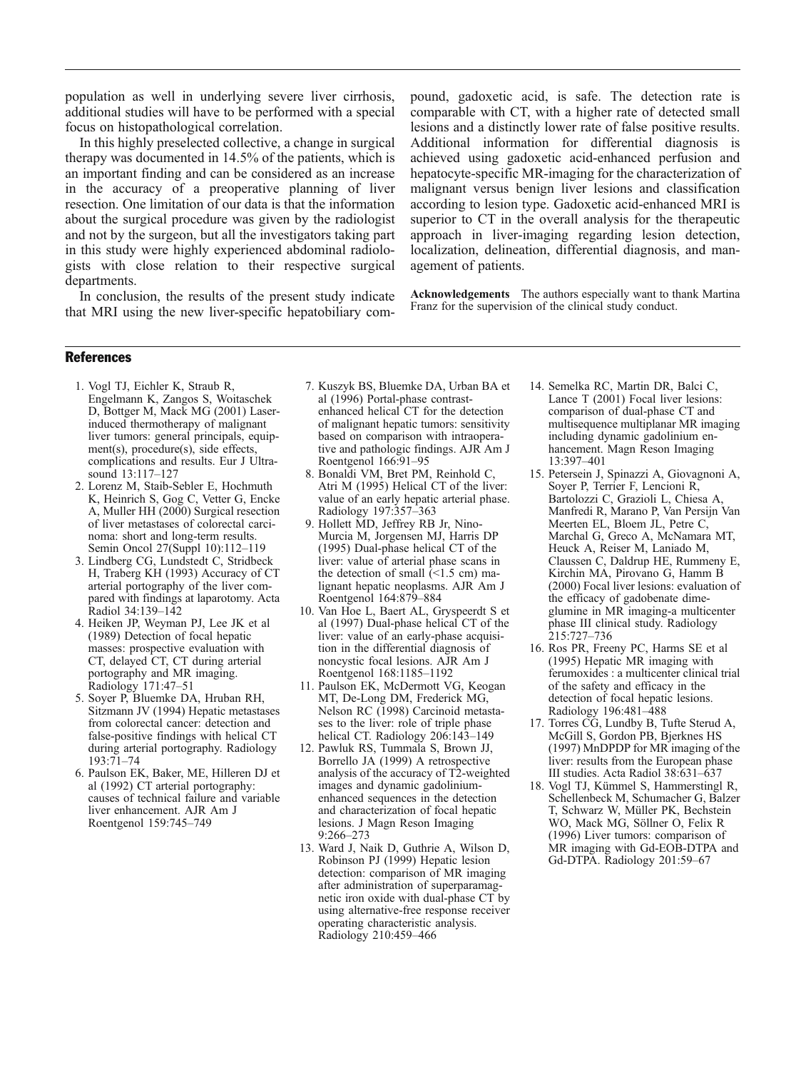population as well in underlying severe liver cirrhosis, additional studies will have to be performed with a special focus on histopathological correlation.

In this highly preselected collective, a change in surgical therapy was documented in 14.5% of the patients, which is an important finding and can be considered as an increase in the accuracy of a preoperative planning of liver resection. One limitation of our data is that the information about the surgical procedure was given by the radiologist and not by the surgeon, but all the investigators taking part in this study were highly experienced abdominal radiologists with close relation to their respective surgical departments.

In conclusion, the results of the present study indicate that MRI using the new liver-specific hepatobiliary compound, gadoxetic acid, is safe. The detection rate is comparable with CT, with a higher rate of detected small lesions and a distinctly lower rate of false positive results. Additional information for differential diagnosis is achieved using gadoxetic acid-enhanced perfusion and hepatocyte-specific MR-imaging for the characterization of malignant versus benign liver lesions and classification according to lesion type. Gadoxetic acid-enhanced MRI is superior to CT in the overall analysis for the therapeutic approach in liver-imaging regarding lesion detection, localization, delineation, differential diagnosis, and management of patients.

**Acknowledgements** The authors especially want to thank Martina Franz for the supervision of the clinical study conduct.

## References

1. Vogl TJ, Eichler K, Straub R, Engelmann K, Zangos S, Woitaschek D, Bottger M, Mack MG (2001) Laser-induced thermotherapy of malignant liver tumors: general principals, equipment(s), procedure(s), side effects, complications and results. Eur J Ultrasound 13:117–127
2. Lorenz M, Staib-Sebler E, Hochmuth K, Heinrich S, Gog C, Vetter G, Encke A, Muller HH (2000) Surgical resection of liver metastases of colorectal carcinoma: short and long-term results. Semin Oncol 27(Suppl 10):112–119
3. Lindberg CG, Lundstedt C, Stridbeck H, Traberg KH (1993) Accuracy of CT arterial portography of the liver compared with findings at laparotomy. Acta Radiol 34:139–142
4. Heiken JP, Weyman PJ, Lee JK et al (1989) Detection of focal hepatic masses: prospective evaluation with CT, delayed CT, CT during arterial portography and MR imaging. Radiology 171:47–51
5. Soyer P, Bluemke DA, Hruban RH, Sitzmann JV (1994) Hepatic metastases from colorectal cancer: detection and false-positive findings with helical CT during arterial portography. Radiology 193:71–74
6. Paulson EK, Baker, ME, Hilleren DJ et al (1992) CT arterial portography: causes of technical failure and variable liver enhancement. AJR Am J Roentgenol 159:745–749
7. Kuszyk BS, Bluemke DA, Urban BA et al (1996) Portal-phase contrast-enhanced helical CT for the detection of malignant hepatic tumors: sensitivity based on comparison with intraoperative and pathologic findings. AJR Am J Roentgenol 166:91–95
8. Bonaldi VM, Bret PM, Reinhold C, Atri M (1995) Helical CT of the liver: value of an early hepatic arterial phase. Radiology 197:357–363
9. Hollett MD, Jeffrey RB Jr, Nino-Murcia M, Jorgensen MJ, Harris DP (1995) Dual-phase helical CT of the liver: value of arterial phase scans in the detection of small (<1.5 cm) malignant hepatic neoplasms. AJR Am J Roentgenol 164:879–884
10. Van Hoe L, Baert AL, Gryspeerdt S et al (1997) Dual-phase helical CT of the liver: value of an early-phase acquisition in the differential diagnosis of noncystic focal lesions. AJR Am J Roentgenol 168:1185–1192
11. Paulson EK, McDermott VG, Keogan MT, De-Long DM, Frederick MG, Nelson RC (1998) Carcinoid metastases to the liver: role of triple phase helical CT. Radiology 206:143–149
12. Pawluk RS, Tummala S, Brown JJ, Borrello JA (1999) A retrospective analysis of the accuracy of T2-weighted images and dynamic gadolinium-enhanced sequences in the detection and characterization of focal hepatic lesions. J Magn Reson Imaging 9:266–273
13. Ward J, Naik D, Guthrie A, Wilson D, Robinson PJ (1999) Hepatic lesion detection: comparison of MR imaging after administration of superparamagnetic iron oxide with dual-phase CT by using alternative-free response receiver operating characteristic analysis. Radiology 210:459–466
14. Semelka RC, Martin DR, Balci C, Lance T (2001) Focal liver lesions: comparison of dual-phase CT and multisequence multiplanar MR imaging including dynamic gadolinium enhancement. Magn Reson Imaging 13:397–401
15. Petersein J, Spinazzi A, Giovagnoni A, Soyer P, Terrier F, Lencioni R, Bartolozzi C, Grazioli L, Chiesa A, Manfredi R, Marano P, Van Persijn Van Meerten EL, Bloem JL, Petre C, Marchal G, Greco A, McNamara MT, Heuck A, Reiser M, Laniado M, Claussen C, Daldrup HE, Rummeny E, Kirchin MA, Pirovano G, Hamm B (2000) Focal liver lesions: evaluation of the efficacy of gadobenate dimeglumine in MR imaging-a multicenter phase III clinical study. Radiology 215:727–736
16. Ros PR, Freeny PC, Harms SE et al (1995) Hepatic MR imaging with ferumoxides : a multicenter clinical trial of the safety and efficacy in the detection of focal hepatic lesions. Radiology 196:481–488
17. Torres CG, Lundby B, Tufte Sterud A, McGill S, Gordon PB, Bjerknes HS (1997) MnDPDP for MR imaging of the liver: results from the European phase III studies. Acta Radiol 38:631–637
18. Vogl TJ, Kümmel S, Hammerstingl R, Schellenbeck M, Schumacher G, Balzer T, Schwarz W, Müller PK, Bechstein WO, Mack MG, Söllner O, Felix R (1996) Liver tumors: comparison of MR imaging with Gd-EOB-DTPA and Gd-DTPA. Radiology 201:59–67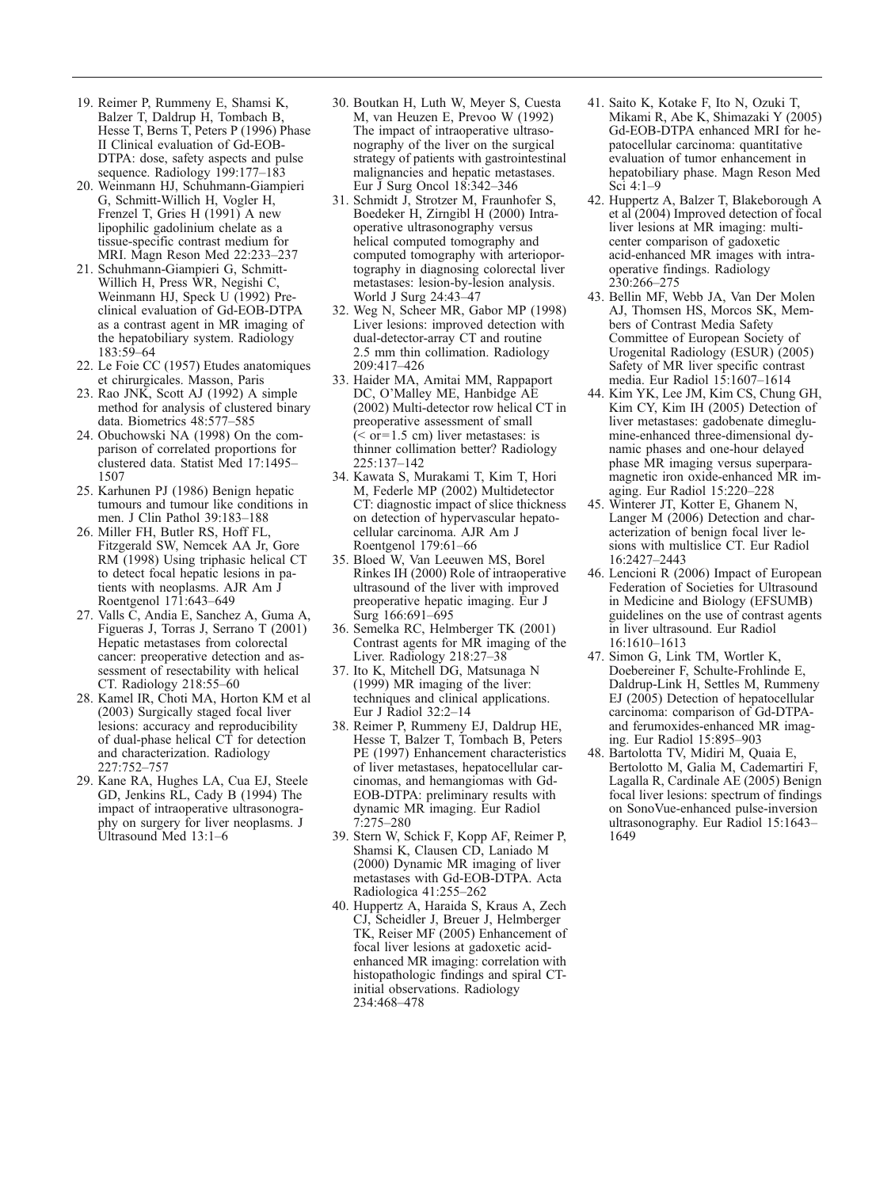19. Reimer P, Rummeny E, Shamsi K, Balzer T, Daldrup H, Tombach B, Hesse T, Berns T, Peters P (1996) Phase II Clinical evaluation of Gd-EOB-DTPA: dose, safety aspects and pulse sequence. Radiology 199:177–183
20. Weinmann HJ, Schuhmann-Giampieri G, Schmitt-Willich H, Vogler H, Frenzel T, Gries H (1991) A new lipophilic gadolinium chelate as a tissue-specific contrast medium for MRI. Magn Reson Med 22:233–237
21. Schuhmann-Giampieri G, Schmitt-Willich H, Press WR, Negishi C, Weinmann HJ, Speck U (1992) Preclinical evaluation of Gd-EOB-DTPA as a contrast agent in MR imaging of the hepatobiliary system. Radiology 183:59–64
22. Le Foie CC (1957) Etudes anatomiques et chirurgicales. Masson, Paris
23. Rao JNK, Scott AJ (1992) A simple method for analysis of clustered binary data. Biometrics 48:577–585
24. Obuchowski NA (1998) On the comparison of correlated proportions for clustered data. Statist Med 17:1495–1507
25. Karhunen PJ (1986) Benign hepatic tumours and tumour like conditions in men. J Clin Pathol 39:183–188
26. Miller FH, Butler RS, Hoff FL, Fitzgerald SW, Nemcek AA Jr, Gore RM (1998) Using triphasic helical CT to detect focal hepatic lesions in patients with neoplasms. AJR Am J Roentgenol 171:643–649
27. Valls C, Andia E, Sanchez A, Guma A, Figueras J, Torras J, Serrano T (2001) Hepatic metastases from colorectal cancer: preoperative detection and assessment of resectability with helical CT. Radiology 218:55–60
28. Kamel IR, Choti MA, Horton KM et al (2003) Surgically staged focal liver lesions: accuracy and reproducibility of dual-phase helical CT for detection and characterization. Radiology 227:752–757
29. Kane RA, Hughes LA, Cua EJ, Steele GD, Jenkins RL, Cady B (1994) The impact of intraoperative ultrasonography on surgery for liver neoplasms. J Ultrasound Med 13:1–6
30. Boutkan H, Luth W, Meyer S, Cuesta M, van Heuzen E, Prevoo W (1992) The impact of intraoperative ultrasonography of the liver on the surgical strategy of patients with gastrointestinal malignancies and hepatic metastases. Eur J Surg Oncol 18:342–346
31. Schmidt J, Strotzer M, Fraunhofer S, Boedeker H, Zirngibl H (2000) Intraoperative ultrasonography versus helical computed tomography and computed tomography with arterioportography in diagnosing colorectal liver metastases: lesion-by-lesion analysis. World J Surg 24:43–47
32. Weg N, Scheer MR, Gabor MP (1998) Liver lesions: improved detection with dual-detector-array CT and routine 2.5 mm thin collimation. Radiology 209:417–426
33. Haider MA, Amitai MM, Rappaport DC, O'Malley ME, Hanbidge AE (2002) Multi-detector row helical CT in preoperative assessment of small (< or=1.5 cm) liver metastases: is thinner collimation better? Radiology 225:137–142
34. Kawata S, Murakami T, Kim T, Hori M, Federle MP (2002) Multidetector CT: diagnostic impact of slice thickness on detection of hypervascular hepatocellular carcinoma. AJR Am J Roentgenol 179:61–66
35. Bloed W, Van Leeuwen MS, Borel Rinkes IH (2000) Role of intraoperative ultrasound of the liver with improved preoperative hepatic imaging. Eur J Surg 166:691–695
36. Semelka RC, Helmberger TK (2001) Contrast agents for MR imaging of the Liver. Radiology 218:27–38
37. Ito K, Mitchell DG, Matsunaga N (1999) MR imaging of the liver: techniques and clinical applications. Eur J Radiol 32:2–14
38. Reimer P, Rummeny EJ, Daldrup HE, Hesse T, Balzer T, Tombach B, Peters PE (1997) Enhancement characteristics of liver metastases, hepatocellular carcinomas, and hemangiomas with Gd-EOB-DTPA: preliminary results with dynamic MR imaging. Eur Radiol 7:275–280
39. Stern W, Schick F, Kopp AF, Reimer P, Shamsi K, Clausen CD, Laniado M (2000) Dynamic MR imaging of liver metastases with Gd-EOB-DTPA. Acta Radiologica 41:255–262
40. Huppertz A, Haraida S, Kraus A, Zech CJ, Scheidler J, Breuer J, Helmberger TK, Reiser MF (2005) Enhancement of focal liver lesions at gadoxetic acid-enhanced MR imaging: correlation with histopathologic findings and spiral CT-initial observations. Radiology 234:468–478
41. Saito K, Kotake F, Ito N, Ozuki T, Mikami R, Abe K, Shimazaki Y (2005) Gd-EOB-DTPA enhanced MRI for hepatocellular carcinoma: quantitative evaluation of tumor enhancement in hepatobiliary phase. Magn Reson Med Sci 4:1–9
42. Huppertz A, Balzer T, Blakeborough A et al (2004) Improved detection of focal liver lesions at MR imaging: multicenter comparison of gadoxetic acid-enhanced MR images with intraoperative findings. Radiology 230:266–275
43. Bellin MF, Webb JA, Van Der Molen AJ, Thomsen HS, Morcos SK, Members of Contrast Media Safety Committee of European Society of Urogenital Radiology (ESUR) (2005) Safety of MR liver specific contrast media. Eur Radiol 15:1607–1614
44. Kim YK, Lee JM, Kim CS, Chung GH, Kim CY, Kim IH (2005) Detection of liver metastases: gadobenate dimeglumine-enhanced three-dimensional dynamic phases and one-hour delayed phase MR imaging versus superparamagnetic iron oxide-enhanced MR imaging. Eur Radiol 15:220–228
45. Winterer JT, Kotter E, Ghanem N, Langer M (2006) Detection and characterization of benign focal liver lesions with multislice CT. Eur Radiol 16:2427–2443
46. Lencioni R (2006) Impact of European Federation of Societies for Ultrasound in Medicine and Biology (EFSUMB) guidelines on the use of contrast agents in liver ultrasound. Eur Radiol 16:1610–1613
47. Simon G, Link TM, Wortler K, Doebereiner F, Schulte-Frohlinde E, Daldrup-Link H, Settles M, Rummeny EJ (2005) Detection of hepatocellular carcinoma: comparison of Gd-DTPA- and ferumoxides-enhanced MR imaging. Eur Radiol 15:895–903
48. Bartolotta TV, Midiri M, Quaia E, Bertolotto M, Galia M, Cademartiri F, Lagalla R, Cardinale AE (2005) Benign focal liver lesions: spectrum of findings on SonoVue-enhanced pulse-inversion ultrasonography. Eur Radiol 15:1643–1649